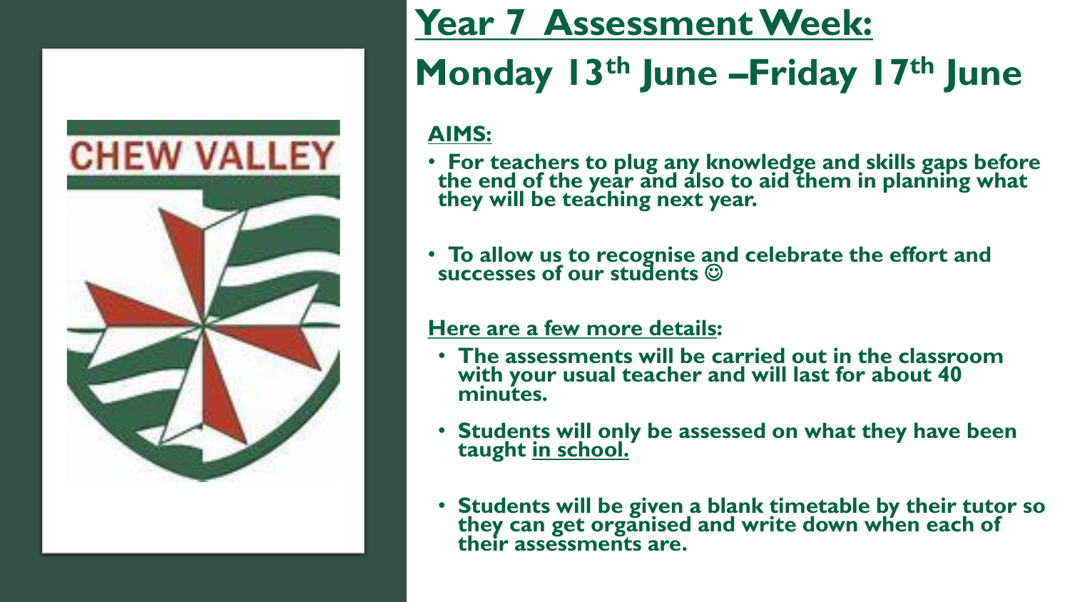# Year 7 Assessment Week:

# Monday 13th June – Friday 17th June

**AIMS:**

- **For teachers to plug any knowledge and skills gaps before the end of the year and also to aid them in planning what they will be teaching next year.**
- **To allow us to recognise and celebrate the effort and successes of our students ☺**

**Here are a few more details:**

- **The assessments will be carried out in the classroom with your usual teacher and will last for about 40 minutes.**
- **Students will only be assessed on what they have been taught in school.**
- **Students will be given a blank timetable by their tutor so they can get organised and write down when each of their assessments are.**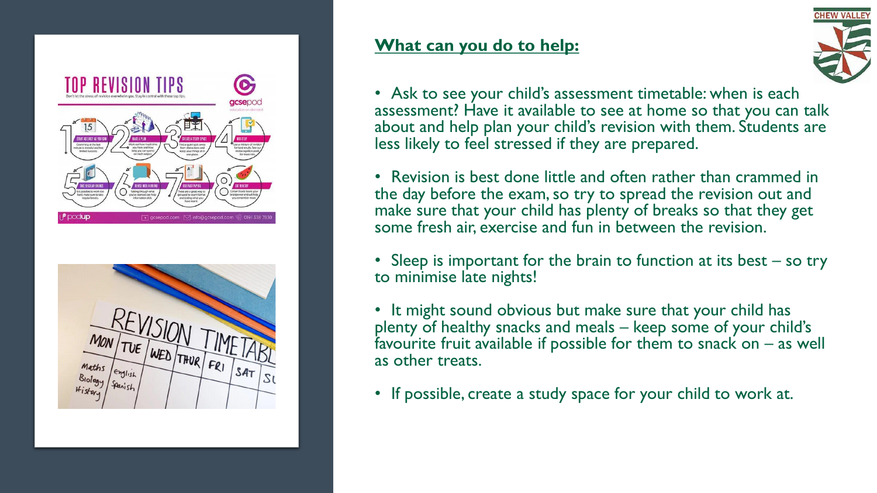## What can you do to help:

- Ask to see your child's assessment timetable: when is each assessment? Have it available to see at home so that you can talk about and help plan your child's revision with them. Students are less likely to feel stressed if they are prepared.
- Revision is best done little and often rather than crammed in the day before the exam, so try to spread the revision out and make sure that your child has plenty of breaks so that they get some fresh air, exercise and fun in between the revision.
- Sleep is important for the brain to function at its best – so try to minimise late nights!
- It might sound obvious but make sure that your child has plenty of healthy snacks and meals – keep some of your child's favourite fruit available if possible for them to snack on – as well as other treats.
- If possible, create a study space for your child to work at.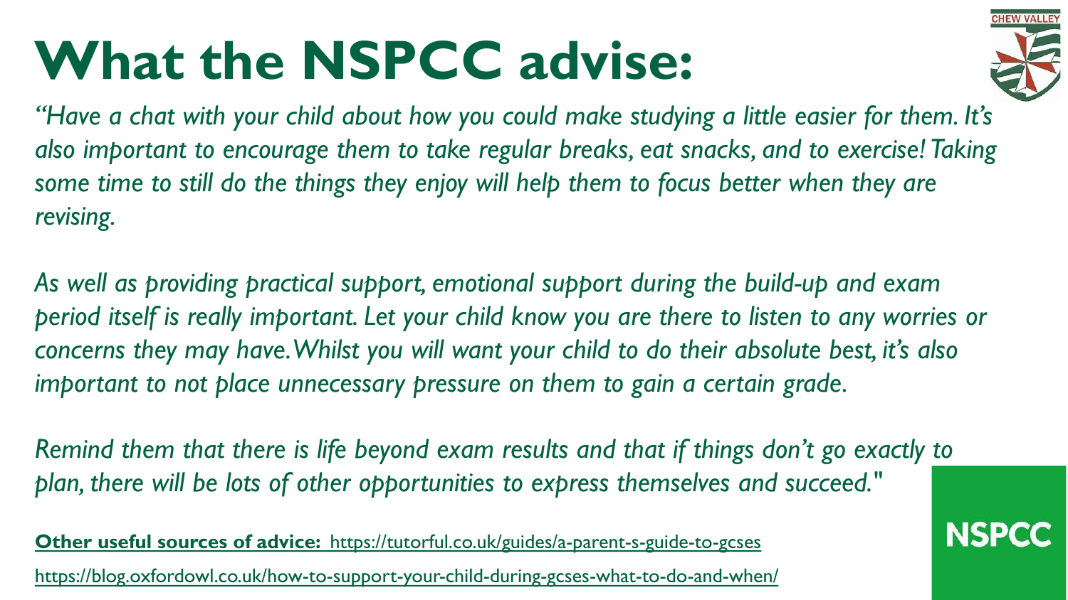# What the NSPCC advise:

*"Have a chat with your child about how you could make studying a little easier for them. It's also important to encourage them to take regular breaks, eat snacks, and to exercise! Taking some time to still do the things they enjoy will help them to focus better when they are revising.*

*As well as providing practical support, emotional support during the build-up and exam period itself is really important. Let your child know you are there to listen to any worries or concerns they may have. Whilst you will want your child to do their absolute best, it's also important to not place unnecessary pressure on them to gain a certain grade.*

*Remind them that there is life beyond exam results and that if things don't go exactly to plan, there will be lots of other opportunities to express themselves and succeed."*

**Other useful sources of advice:** https://tutorful.co.uk/guides/a-parent-s-guide-to-gcses

https://blog.oxfordowl.co.uk/how-to-support-your-child-during-gcses-what-to-do-and-when/

NSPCC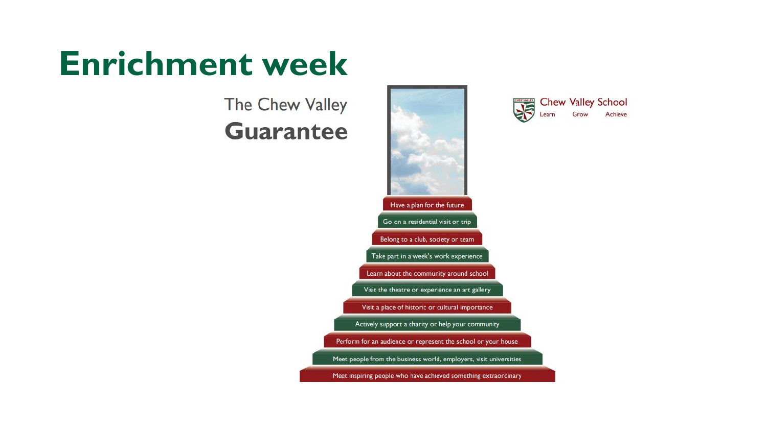# Enrichment week

The Chew Valley
**Guarantee**

Chew Valley School
Learn Grow Achieve

- Have a plan for the future
- Go on a residential visit or trip
- Belong to a club, society or team
- Take part in a week's work experience
- Learn about the community around school
- Visit the theatre or experience an art gallery
- Visit a place of historic or cultural importance
- Actively support a charity or help your community
- Perform for an audience or represent the school or your house
- Meet people from the business world, employers, visit universities
- Meet inspiring people who have achieved something extraordinary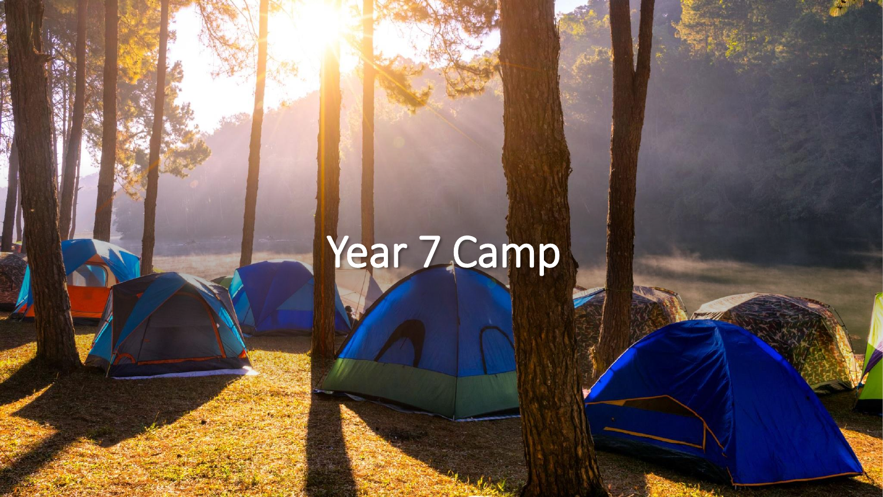# Year 7 Camp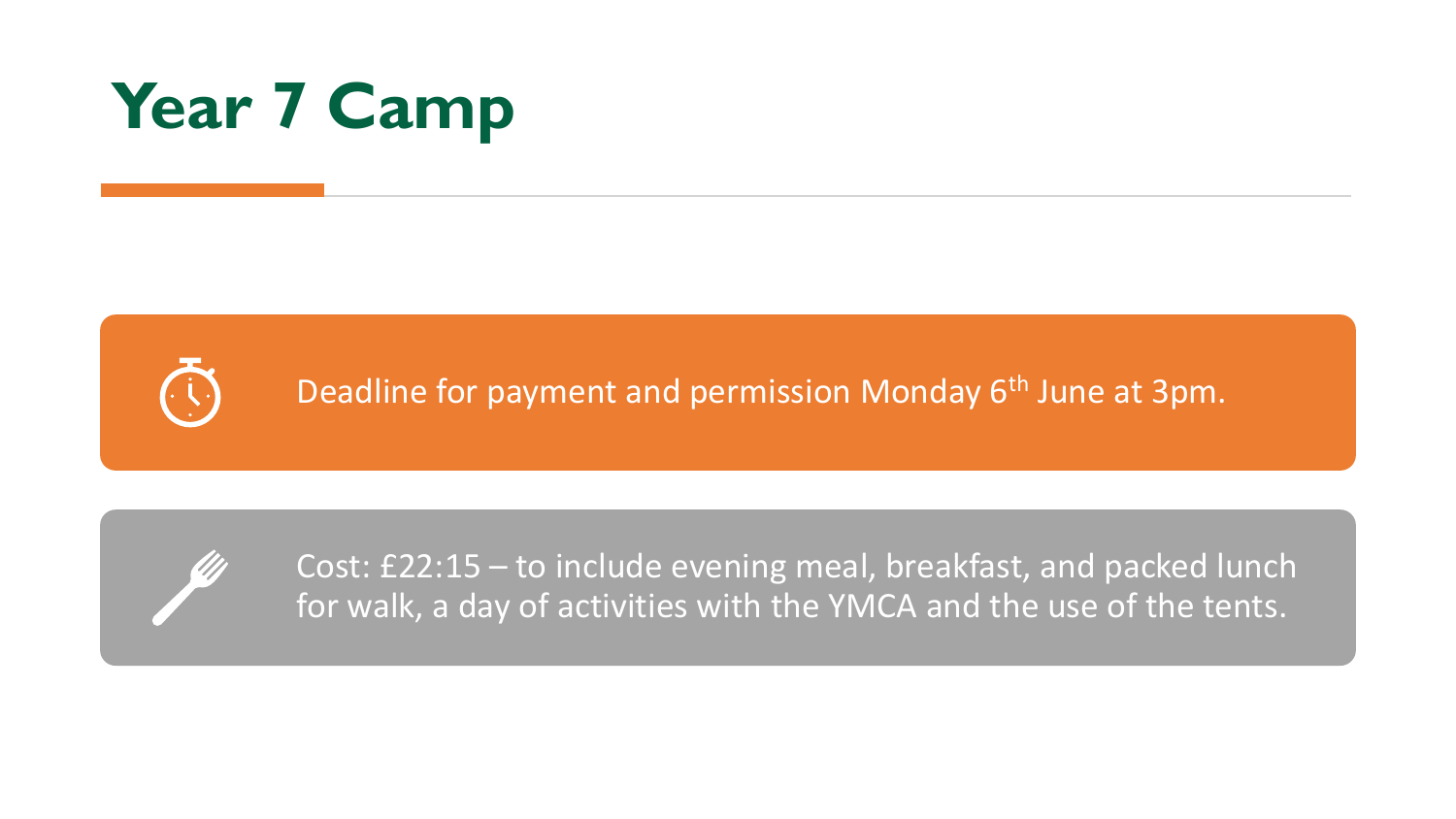# Year 7 Camp

Deadline for payment and permission Monday 6th June at 3pm.

Cost: £22:15 – to include evening meal, breakfast, and packed lunch for walk, a day of activities with the YMCA and the use of the tents.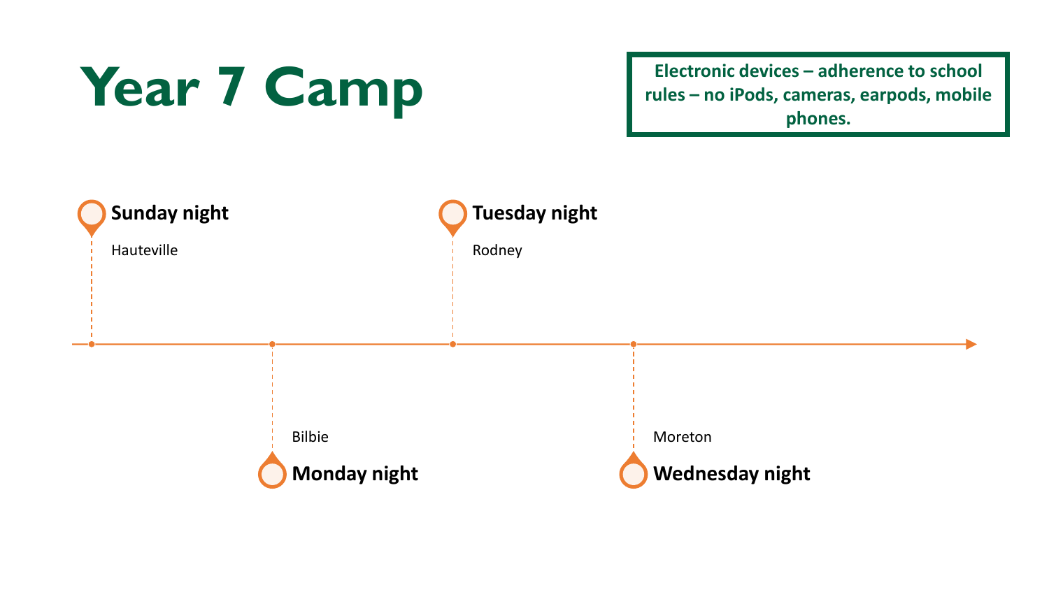# Year 7 Camp

**Electronic devices – adherence to school rules – no iPods, cameras, earpods, mobile phones.**

**Sunday night**

Hauteville

**Monday night**

Bilbie

**Tuesday night**

Rodney

**Wednesday night**

Moreton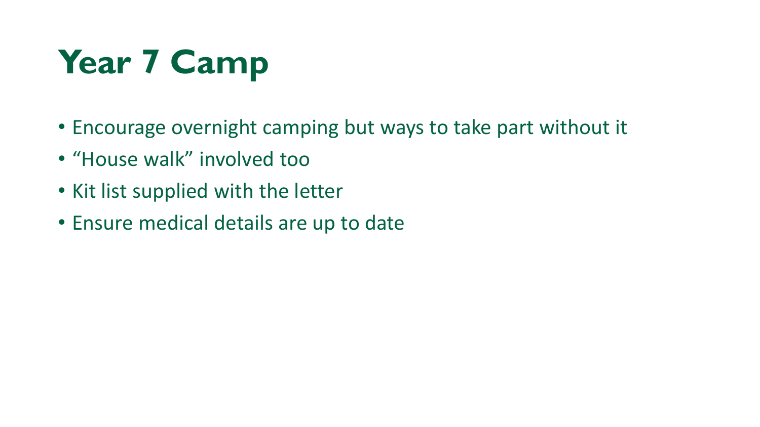# Year 7 Camp

- Encourage overnight camping but ways to take part without it
- "House walk" involved too
- Kit list supplied with the letter
- Ensure medical details are up to date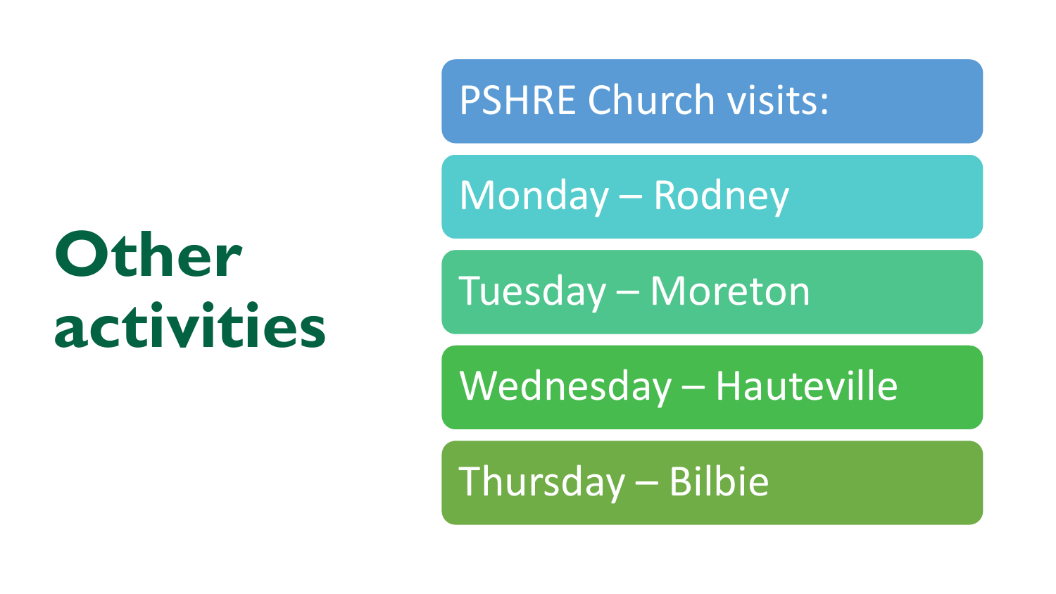# Other activities

PSHRE Church visits:

- Monday – Rodney
- Tuesday – Moreton
- Wednesday – Hauteville
- Thursday – Bilbie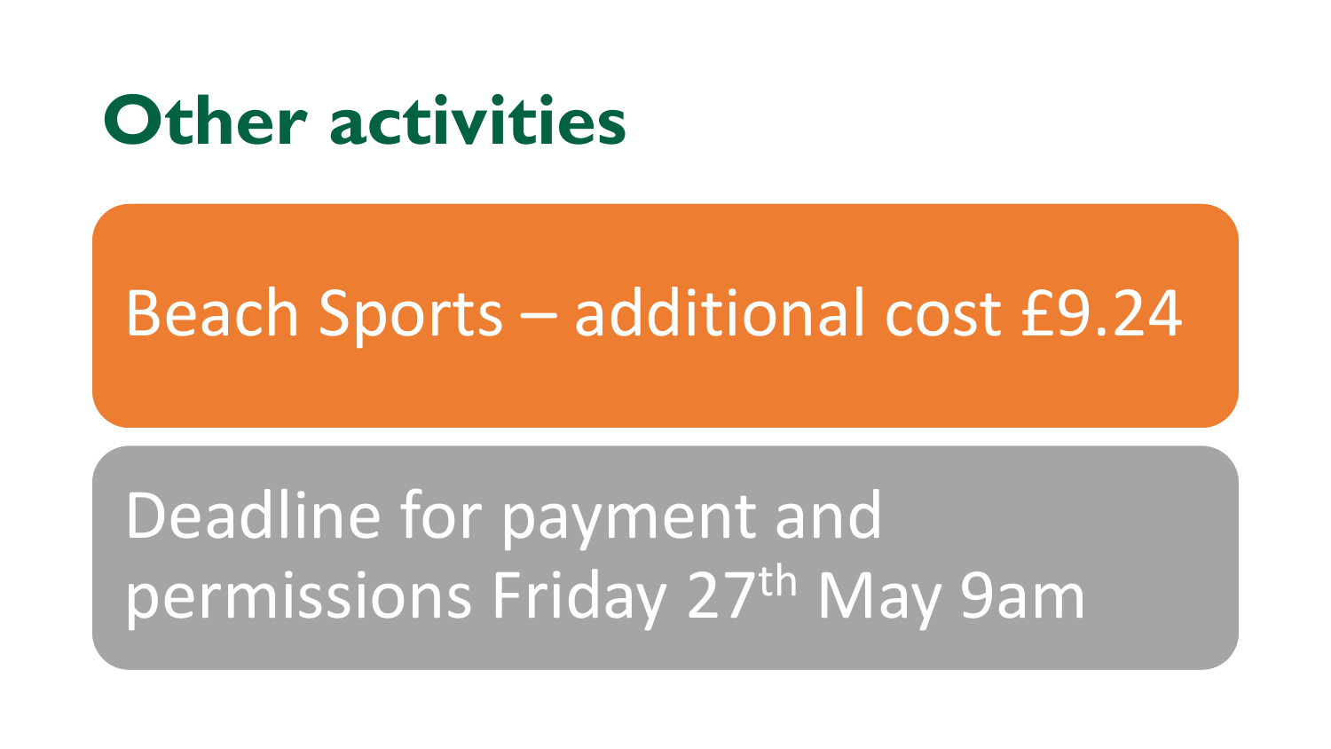# Other activities

Beach Sports – additional cost £9.24

Deadline for payment and permissions Friday 27th May 9am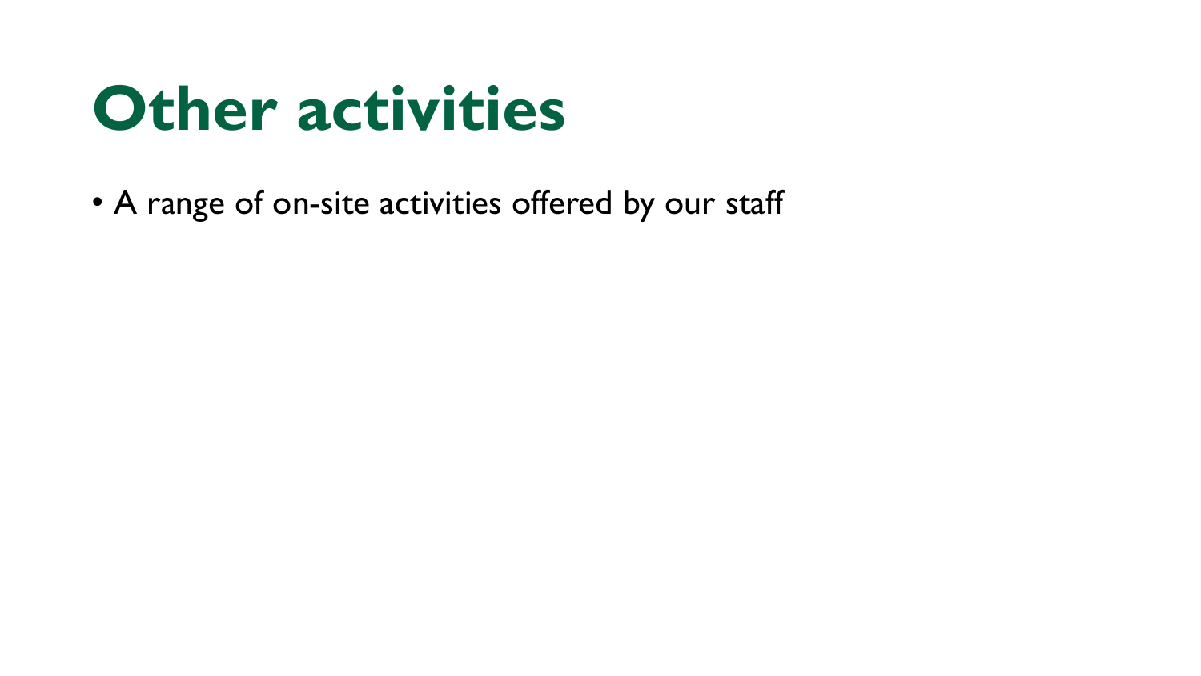# Other activities

- A range of on-site activities offered by our staff